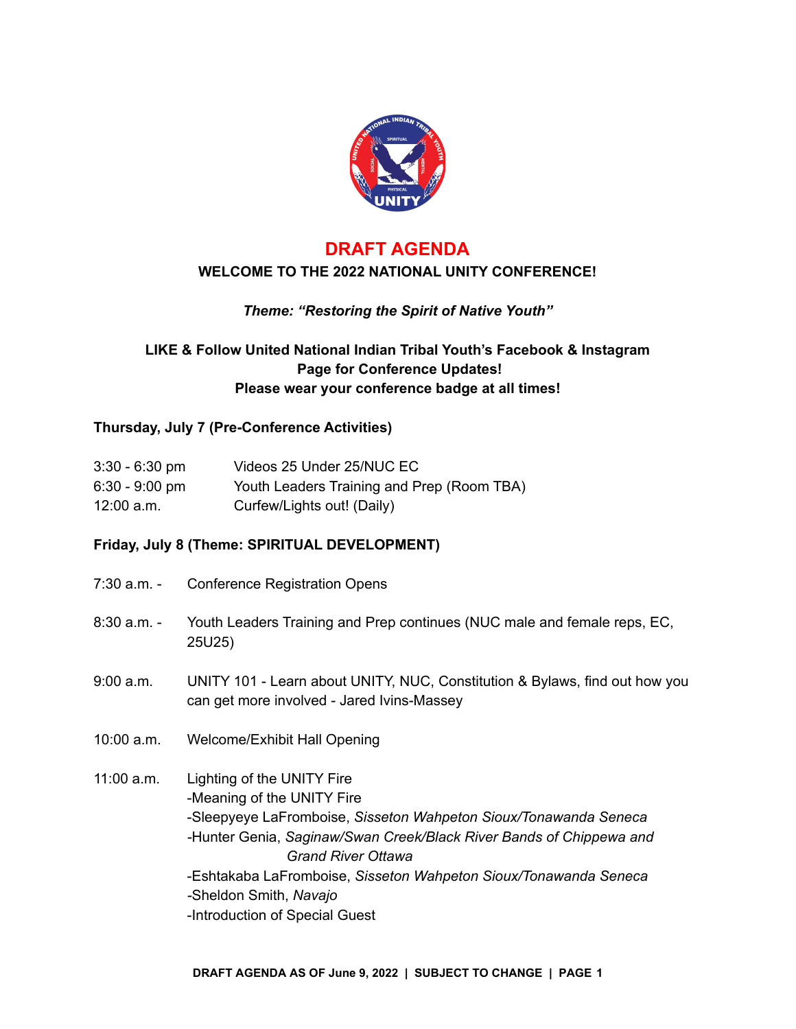# DRAFT AGENDA

## WELCOME TO THE 2022 NATIONAL UNITY CONFERENCE!

***Theme: "Restoring the Spirit of Native Youth"***

**LIKE & Follow United National Indian Tribal Youth's Facebook & Instagram Page for Conference Updates!**
**Please wear your conference badge at all times!**

### Thursday, July 7 (Pre-Conference Activities)

| | |
|---|---|
| 3:30 - 6:30 pm | Videos 25 Under 25/NUC EC |
| 6:30 - 9:00 pm | Youth Leaders Training and Prep (Room TBA) |
| 12:00 a.m. | Curfew/Lights out! (Daily) |

### Friday, July 8 (Theme: SPIRITUAL DEVELOPMENT)

| | |
|---|---|
| 7:30 a.m. - | Conference Registration Opens |
| 8:30 a.m. - | Youth Leaders Training and Prep continues (NUC male and female reps, EC, 25U25) |
| 9:00 a.m. | UNITY 101 - Learn about UNITY, NUC, Constitution & Bylaws, find out how you can get more involved - Jared Ivins-Massey |
| 10:00 a.m. | Welcome/Exhibit Hall Opening |
| 11:00 a.m. | Lighting of the UNITY Fire<br>-Meaning of the UNITY Fire<br>-Sleepyeye LaFromboise, *Sisseton Wahpeton Sioux/Tonawanda Seneca*<br>-Hunter Genia, *Saginaw/Swan Creek/Black River Bands of Chippewa and Grand River Ottawa*<br>-Eshtakaba LaFromboise, *Sisseton Wahpeton Sioux/Tonawanda Seneca*<br>-Sheldon Smith, *Navajo*<br>-Introduction of Special Guest |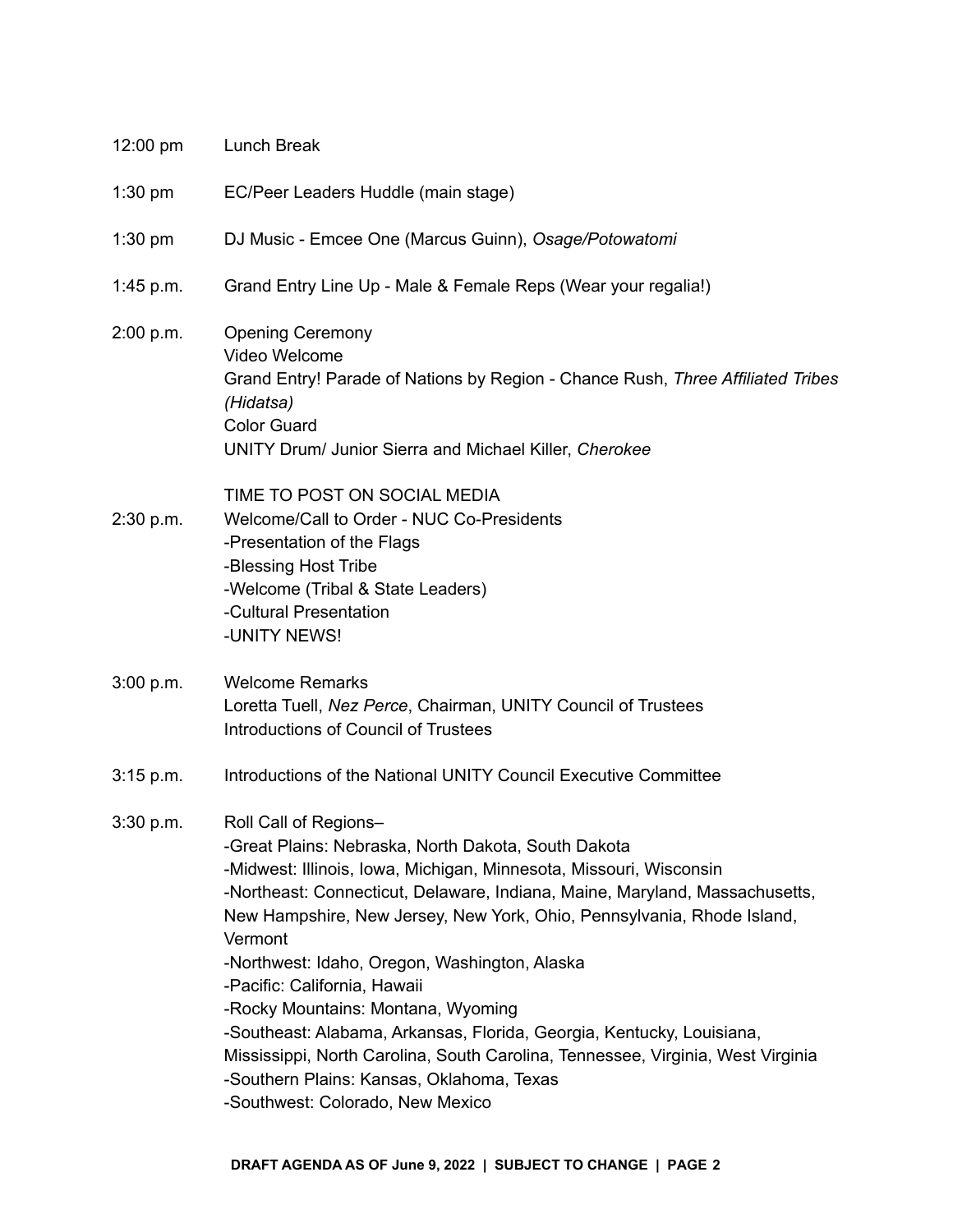12:00 pm Lunch Break

1:30 pm EC/Peer Leaders Huddle (main stage)

1:30 pm DJ Music - Emcee One (Marcus Guinn), *Osage/Potowatomi*

1:45 p.m. Grand Entry Line Up - Male & Female Reps (Wear your regalia!)

2:00 p.m. Opening Ceremony
Video Welcome
Grand Entry! Parade of Nations by Region - Chance Rush, *Three Affiliated Tribes (Hidatsa)*
Color Guard
UNITY Drum/ Junior Sierra and Michael Killer, *Cherokee*

TIME TO POST ON SOCIAL MEDIA

2:30 p.m. Welcome/Call to Order - NUC Co-Presidents
-Presentation of the Flags
-Blessing Host Tribe
-Welcome (Tribal & State Leaders)
-Cultural Presentation
-UNITY NEWS!

3:00 p.m. Welcome Remarks
Loretta Tuell, *Nez Perce*, Chairman, UNITY Council of Trustees
Introductions of Council of Trustees

3:15 p.m. Introductions of the National UNITY Council Executive Committee

3:30 p.m. Roll Call of Regions–
-Great Plains: Nebraska, North Dakota, South Dakota
-Midwest: Illinois, Iowa, Michigan, Minnesota, Missouri, Wisconsin
-Northeast: Connecticut, Delaware, Indiana, Maine, Maryland, Massachusetts, New Hampshire, New Jersey, New York, Ohio, Pennsylvania, Rhode Island, Vermont
-Northwest: Idaho, Oregon, Washington, Alaska
-Pacific: California, Hawaii
-Rocky Mountains: Montana, Wyoming
-Southeast: Alabama, Arkansas, Florida, Georgia, Kentucky, Louisiana, Mississippi, North Carolina, South Carolina, Tennessee, Virginia, West Virginia
-Southern Plains: Kansas, Oklahoma, Texas
-Southwest: Colorado, New Mexico

**DRAFT AGENDA AS OF June 9, 2022 | SUBJECT TO CHANGE**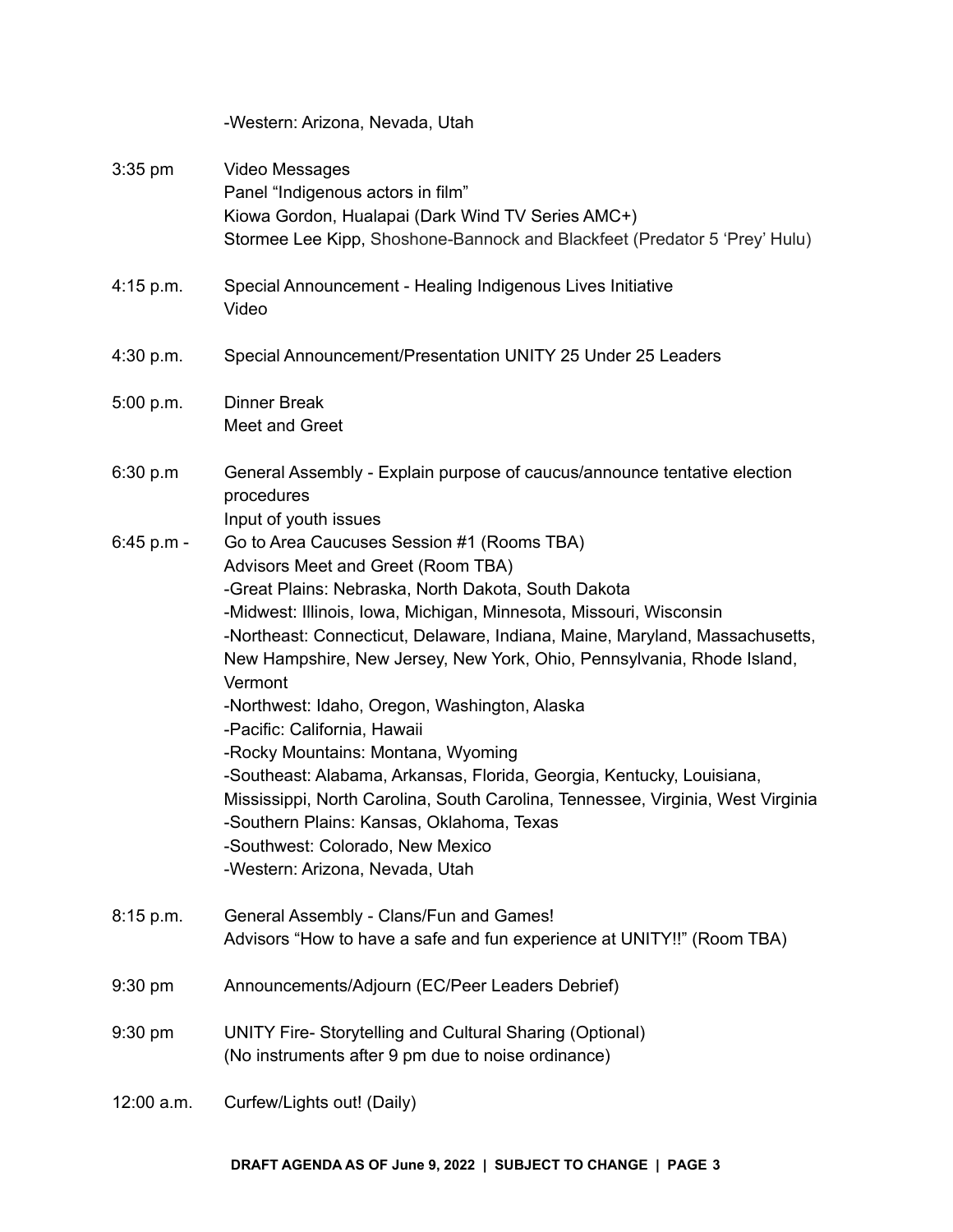-Western: Arizona, Nevada, Utah

| | |
|---|---|
| 3:35 pm | Video Messages<br>Panel "Indigenous actors in film"<br>Kiowa Gordon, Hualapai (Dark Wind TV Series AMC+)<br>Stormee Lee Kipp, Shoshone-Bannock and Blackfeet (Predator 5 'Prey' Hulu) |
| 4:15 p.m. | Special Announcement - Healing Indigenous Lives Initiative<br>Video |
| 4:30 p.m. | Special Announcement/Presentation UNITY 25 Under 25 Leaders |
| 5:00 p.m. | Dinner Break<br>Meet and Greet |
| 6:30 p.m | General Assembly - Explain purpose of caucus/announce tentative election procedures<br>Input of youth issues |
| 6:45 p.m - | Go to Area Caucuses Session #1 (Rooms TBA)<br>Advisors Meet and Greet (Room TBA)<br>-Great Plains: Nebraska, North Dakota, South Dakota<br>-Midwest: Illinois, Iowa, Michigan, Minnesota, Missouri, Wisconsin<br>-Northeast: Connecticut, Delaware, Indiana, Maine, Maryland, Massachusetts, New Hampshire, New Jersey, New York, Ohio, Pennsylvania, Rhode Island, Vermont<br>-Northwest: Idaho, Oregon, Washington, Alaska<br>-Pacific: California, Hawaii<br>-Rocky Mountains: Montana, Wyoming<br>-Southeast: Alabama, Arkansas, Florida, Georgia, Kentucky, Louisiana, Mississippi, North Carolina, South Carolina, Tennessee, Virginia, West Virginia<br>-Southern Plains: Kansas, Oklahoma, Texas<br>-Southwest: Colorado, New Mexico<br>-Western: Arizona, Nevada, Utah |
| 8:15 p.m. | General Assembly - Clans/Fun and Games!<br>Advisors "How to have a safe and fun experience at UNITY!!" (Room TBA) |
| 9:30 pm | Announcements/Adjourn (EC/Peer Leaders Debrief) |
| 9:30 pm | UNITY Fire- Storytelling and Cultural Sharing (Optional)<br>(No instruments after 9 pm due to noise ordinance) |
| 12:00 a.m. | Curfew/Lights out! (Daily) |

**DRAFT AGENDA AS OF June 9, 2022 | SUBJECT TO CHANGE**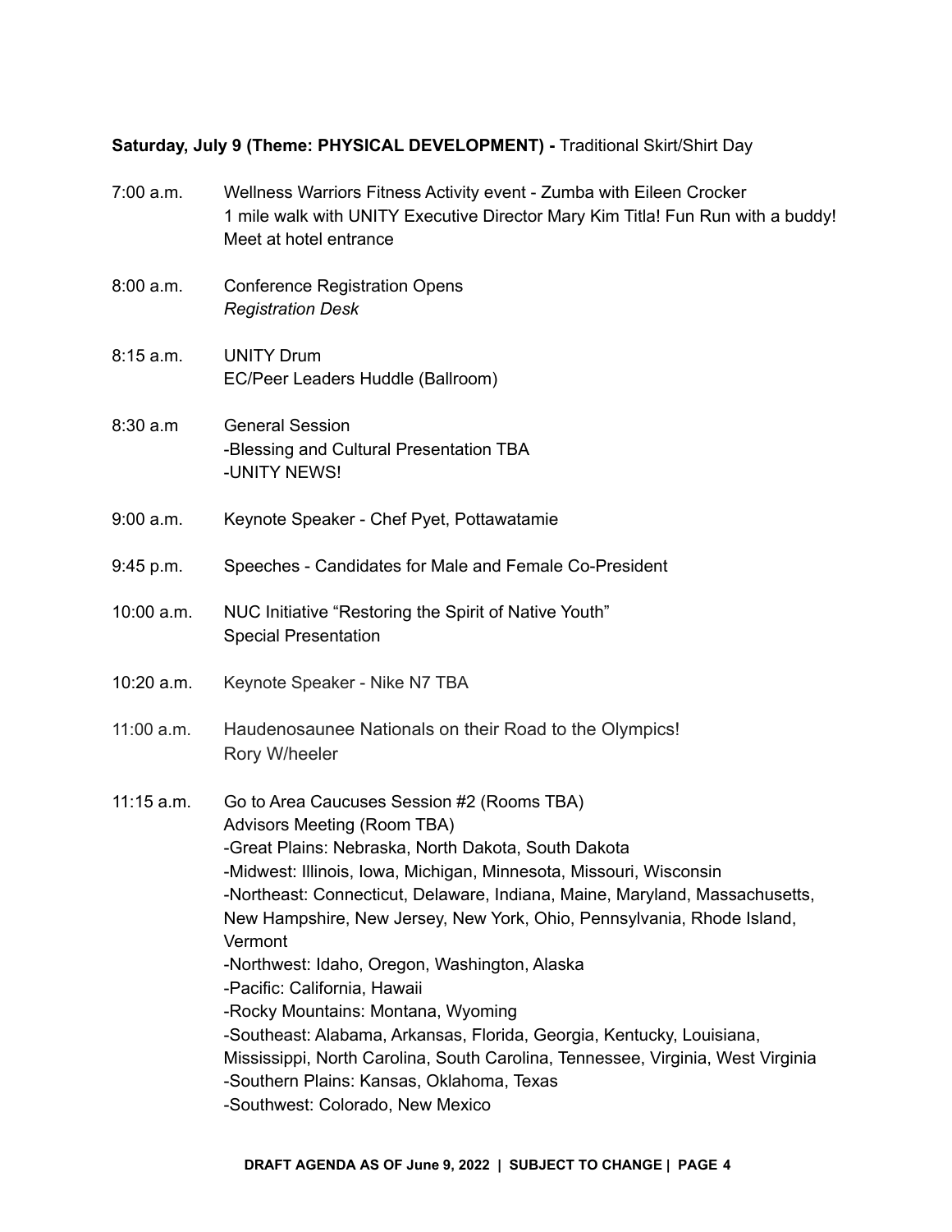**Saturday, July 9 (Theme: PHYSICAL DEVELOPMENT) -** Traditional Skirt/Shirt Day

| | |
|---|---|
| 7:00 a.m. | Wellness Warriors Fitness Activity event - Zumba with Eileen Crocker<br>1 mile walk with UNITY Executive Director Mary Kim Titla! Fun Run with a buddy!<br>Meet at hotel entrance |
| 8:00 a.m. | Conference Registration Opens<br>*Registration Desk* |
| 8:15 a.m. | UNITY Drum<br>EC/Peer Leaders Huddle (Ballroom) |
| 8:30 a.m | General Session<br>-Blessing and Cultural Presentation TBA<br>-UNITY NEWS! |
| 9:00 a.m. | Keynote Speaker - Chef Pyet, Pottawatamie |
| 9:45 p.m. | Speeches - Candidates for Male and Female Co-President |
| 10:00 a.m. | NUC Initiative "Restoring the Spirit of Native Youth"<br>Special Presentation |
| 10:20 a.m. | Keynote Speaker - Nike N7 TBA |
| 11:00 a.m. | Haudenosaunee Nationals on their Road to the Olympics!<br>Rory W/heeler |
| 11:15 a.m. | Go to Area Caucuses Session #2 (Rooms TBA)<br>Advisors Meeting (Room TBA)<br>-Great Plains: Nebraska, North Dakota, South Dakota<br>-Midwest: Illinois, Iowa, Michigan, Minnesota, Missouri, Wisconsin<br>-Northeast: Connecticut, Delaware, Indiana, Maine, Maryland, Massachusetts, New Hampshire, New Jersey, New York, Ohio, Pennsylvania, Rhode Island, Vermont<br>-Northwest: Idaho, Oregon, Washington, Alaska<br>-Pacific: California, Hawaii<br>-Rocky Mountains: Montana, Wyoming<br>-Southeast: Alabama, Arkansas, Florida, Georgia, Kentucky, Louisiana, Mississippi, North Carolina, South Carolina, Tennessee, Virginia, West Virginia<br>-Southern Plains: Kansas, Oklahoma, Texas<br>-Southwest: Colorado, New Mexico |

DRAFT AGENDA AS OF June 9, 2022 | SUBJECT TO CHANGE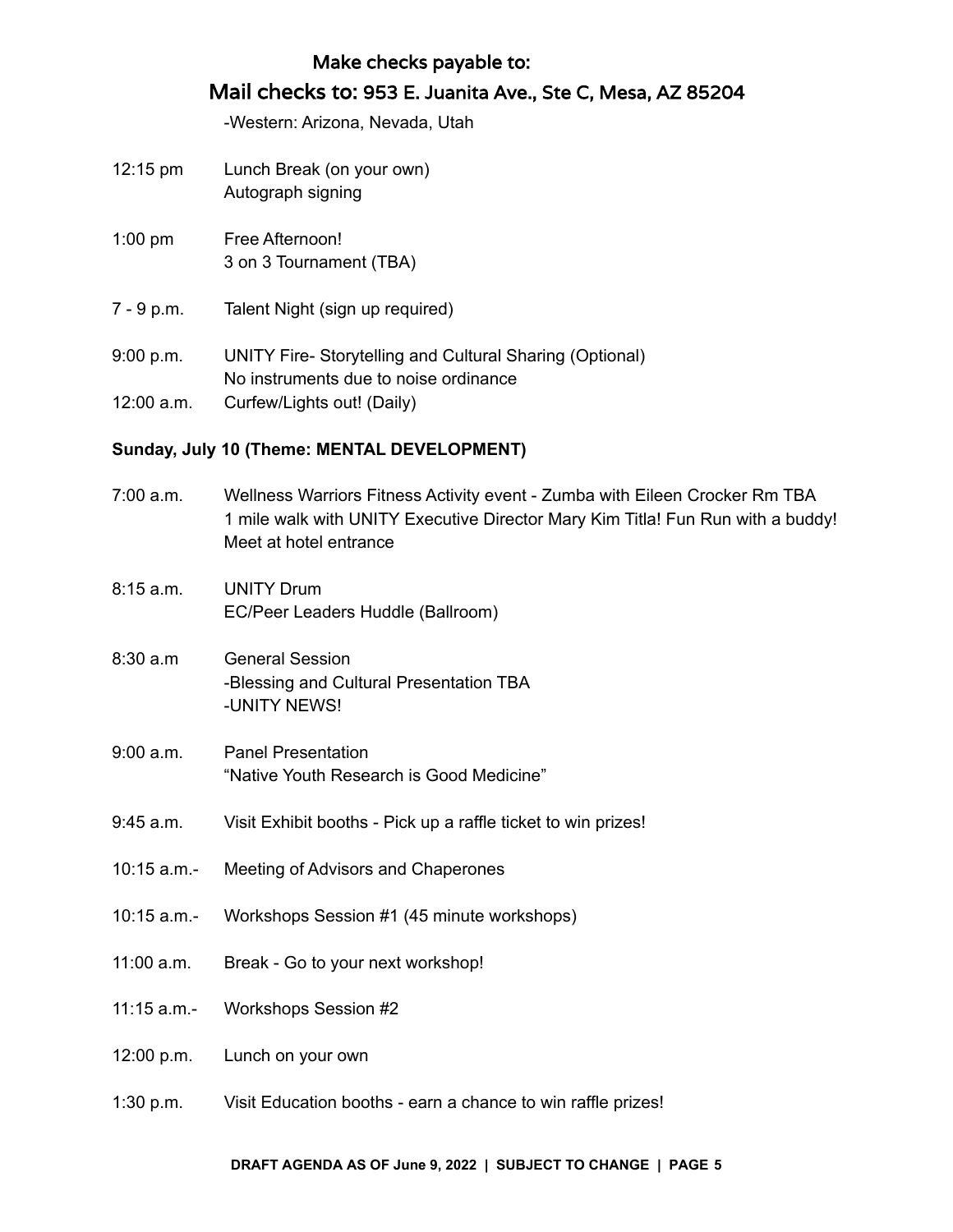**Make checks payable to:**

**Mail checks to:** 953 E. Juanita Ave., Ste C, Mesa, AZ 85204

-Western: Arizona, Nevada, Utah

12:15 pm — Lunch Break (on your own)
Autograph signing

1:00 pm — Free Afternoon!
3 on 3 Tournament (TBA)

7 - 9 p.m. — Talent Night (sign up required)

9:00 p.m. — UNITY Fire- Storytelling and Cultural Sharing (Optional)
No instruments due to noise ordinance

12:00 a.m. — Curfew/Lights out! (Daily)

**Sunday, July 10 (Theme: MENTAL DEVELOPMENT)**

7:00 a.m. — Wellness Warriors Fitness Activity event - Zumba with Eileen Crocker Rm TBA
1 mile walk with UNITY Executive Director Mary Kim Titla! Fun Run with a buddy!
Meet at hotel entrance

8:15 a.m. — UNITY Drum
EC/Peer Leaders Huddle (Ballroom)

8:30 a.m — General Session
-Blessing and Cultural Presentation TBA
-UNITY NEWS!

9:00 a.m. — Panel Presentation
"Native Youth Research is Good Medicine"

9:45 a.m. — Visit Exhibit booths - Pick up a raffle ticket to win prizes!

10:15 a.m.- — Meeting of Advisors and Chaperones

10:15 a.m.- — Workshops Session #1 (45 minute workshops)

11:00 a.m. — Break - Go to your next workshop!

11:15 a.m.- — Workshops Session #2

12:00 p.m. — Lunch on your own

1:30 p.m. — Visit Education booths - earn a chance to win raffle prizes!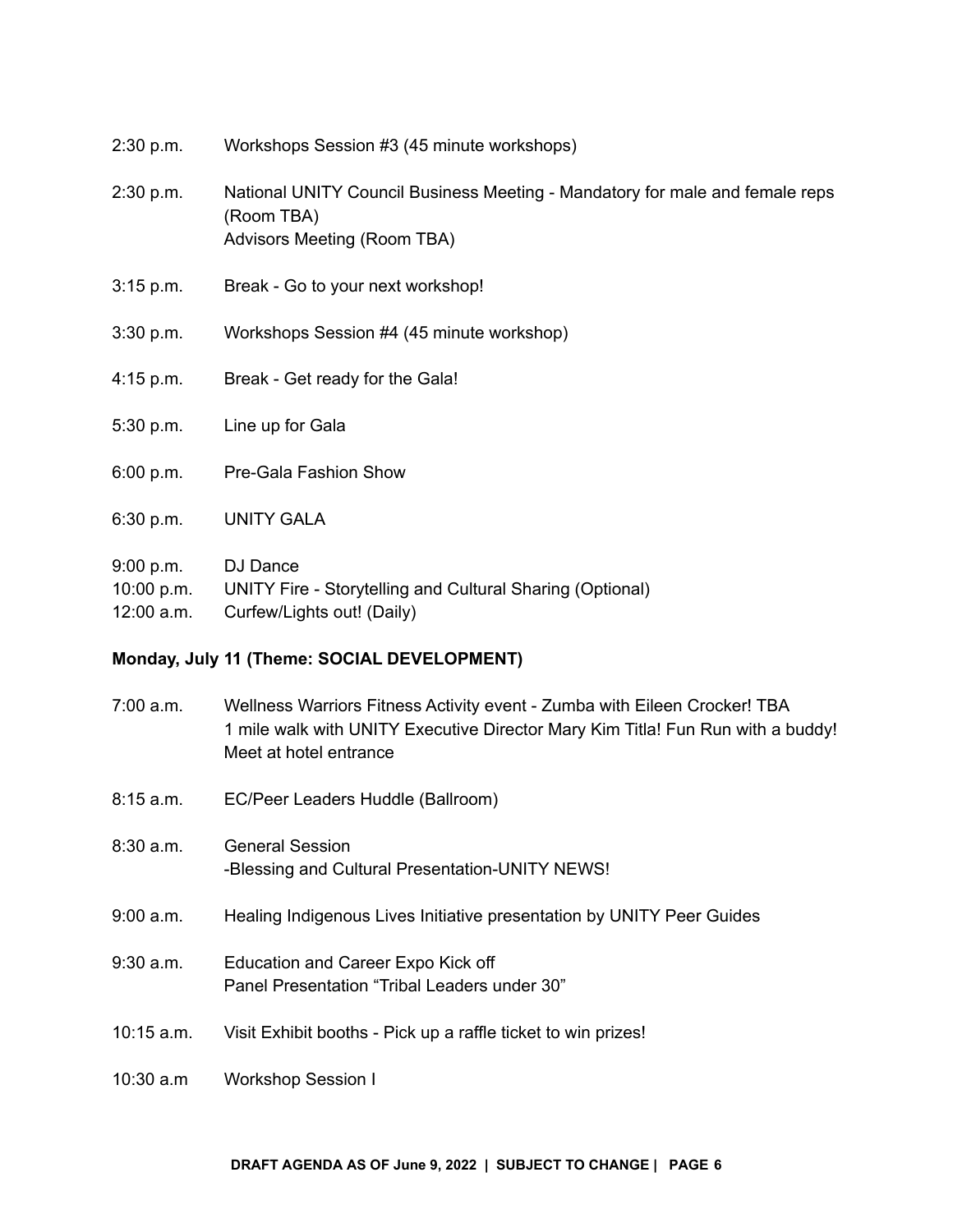| | |
|---|---|
| 2:30 p.m. | Workshops Session #3 (45 minute workshops) |
| 2:30 p.m. | National UNITY Council Business Meeting - Mandatory for male and female reps (Room TBA)<br>Advisors Meeting (Room TBA) |
| 3:15 p.m. | Break - Go to your next workshop! |
| 3:30 p.m. | Workshops Session #4 (45 minute workshop) |
| 4:15 p.m. | Break - Get ready for the Gala! |
| 5:30 p.m. | Line up for Gala |
| 6:00 p.m. | Pre-Gala Fashion Show |
| 6:30 p.m. | UNITY GALA |
| 9:00 p.m. | DJ Dance |
| 10:00 p.m. | UNITY Fire - Storytelling and Cultural Sharing (Optional) |
| 12:00 a.m. | Curfew/Lights out! (Daily) |

**Monday, July 11 (Theme: SOCIAL DEVELOPMENT)**

| | |
|---|---|
| 7:00 a.m. | Wellness Warriors Fitness Activity event - Zumba with Eileen Crocker! TBA<br>1 mile walk with UNITY Executive Director Mary Kim Titla! Fun Run with a buddy!<br>Meet at hotel entrance |
| 8:15 a.m. | EC/Peer Leaders Huddle (Ballroom) |
| 8:30 a.m. | General Session<br>-Blessing and Cultural Presentation-UNITY NEWS! |
| 9:00 a.m. | Healing Indigenous Lives Initiative presentation by UNITY Peer Guides |
| 9:30 a.m. | Education and Career Expo Kick off<br>Panel Presentation "Tribal Leaders under 30" |
| 10:15 a.m. | Visit Exhibit booths - Pick up a raffle ticket to win prizes! |
| 10:30 a.m | Workshop Session I |

DRAFT AGENDA AS OF June 9, 2022 | SUBJECT TO CHANGE |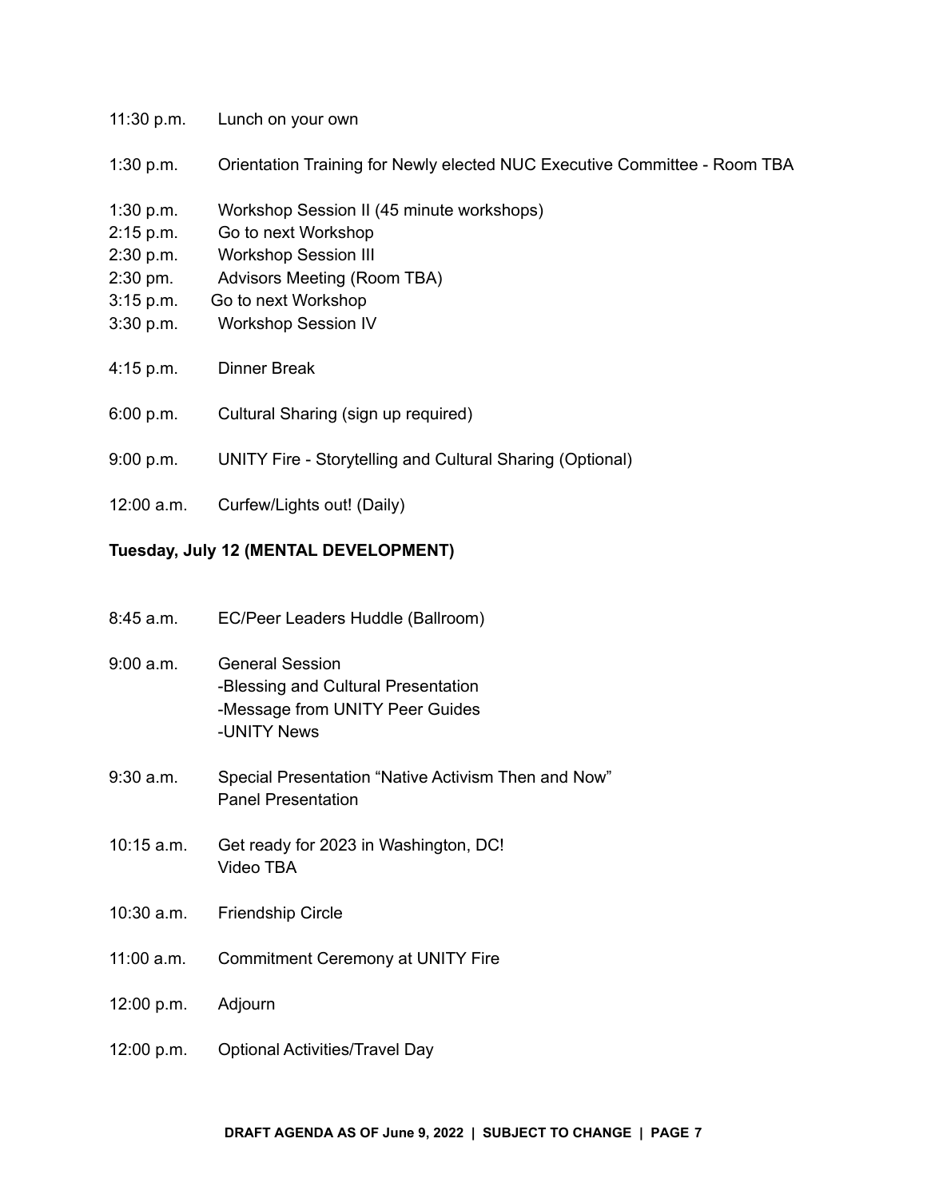11:30 p.m. Lunch on your own

1:30 p.m. Orientation Training for Newly elected NUC Executive Committee - Room TBA

1:30 p.m. Workshop Session II (45 minute workshops)
2:15 p.m. Go to next Workshop
2:30 p.m. Workshop Session III
2:30 pm. Advisors Meeting (Room TBA)
3:15 p.m. Go to next Workshop
3:30 p.m. Workshop Session IV

4:15 p.m. Dinner Break

6:00 p.m. Cultural Sharing (sign up required)

9:00 p.m. UNITY Fire - Storytelling and Cultural Sharing (Optional)

12:00 a.m. Curfew/Lights out! (Daily)

**Tuesday, July 12 (MENTAL DEVELOPMENT)**

8:45 a.m. EC/Peer Leaders Huddle (Ballroom)

9:00 a.m. General Session
-Blessing and Cultural Presentation
-Message from UNITY Peer Guides
-UNITY News

9:30 a.m. Special Presentation "Native Activism Then and Now"
Panel Presentation

10:15 a.m. Get ready for 2023 in Washington, DC!
Video TBA

10:30 a.m. Friendship Circle

11:00 a.m. Commitment Ceremony at UNITY Fire

12:00 p.m. Adjourn

12:00 p.m. Optional Activities/Travel Day

**DRAFT AGENDA AS OF June 9, 2022 | SUBJECT TO CHANGE**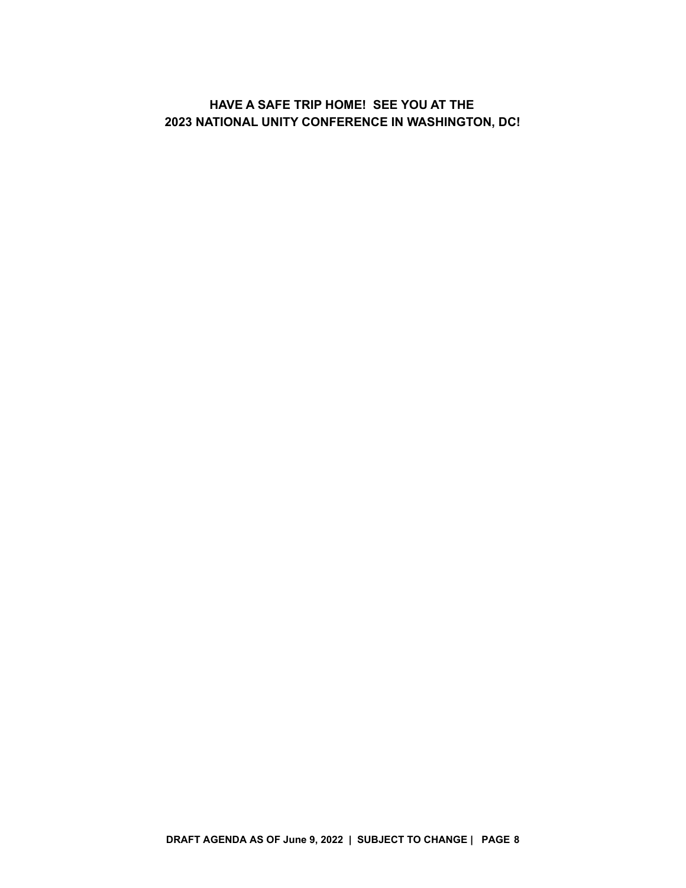**HAVE A SAFE TRIP HOME! SEE YOU AT THE 2023 NATIONAL UNITY CONFERENCE IN WASHINGTON, DC!**